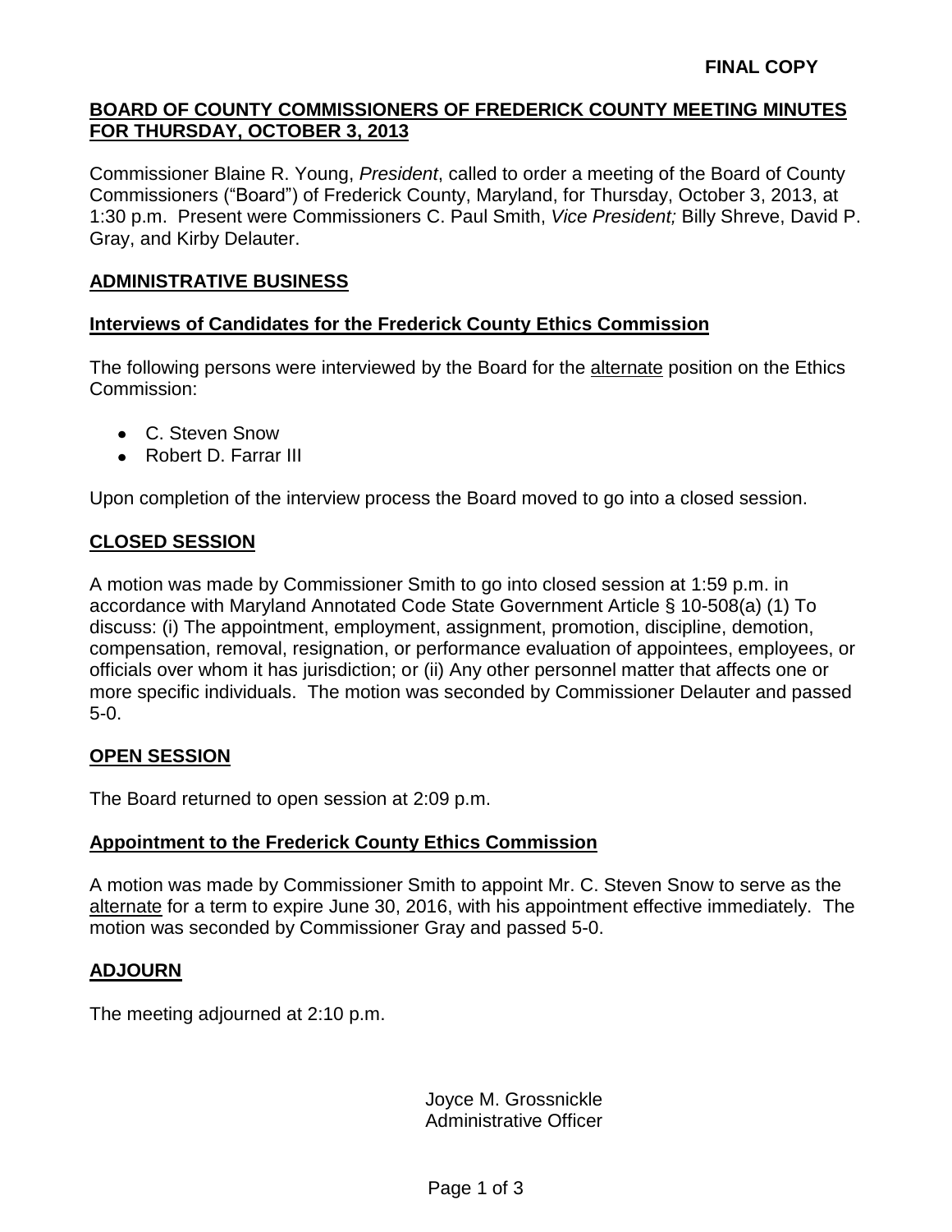**FINAL COPY**

## BOARD OF COUNTY COMMISSIONERS OF FREDERICK COUNTY MEETING MINUTES FOR THURSDAY, OCTOBER 3, 2013

Commissioner Blaine R. Young, *President*, called to order a meeting of the Board of County Commissioners ("Board") of Frederick County, Maryland, for Thursday, October 3, 2013, at 1:30 p.m. Present were Commissioners C. Paul Smith, *Vice President;* Billy Shreve, David P. Gray, and Kirby Delauter.

### ADMINISTRATIVE BUSINESS

### Interviews of Candidates for the Frederick County Ethics Commission

The following persons were interviewed by the Board for the alternate position on the Ethics Commission:

- C. Steven Snow
- Robert D. Farrar III

Upon completion of the interview process the Board moved to go into a closed session.

### CLOSED SESSION

A motion was made by Commissioner Smith to go into closed session at 1:59 p.m. in accordance with Maryland Annotated Code State Government Article § 10-508(a) (1) To discuss: (i) The appointment, employment, assignment, promotion, discipline, demotion, compensation, removal, resignation, or performance evaluation of appointees, employees, or officials over whom it has jurisdiction; or (ii) Any other personnel matter that affects one or more specific individuals. The motion was seconded by Commissioner Delauter and passed 5-0.

### OPEN SESSION

The Board returned to open session at 2:09 p.m.

### Appointment to the Frederick County Ethics Commission

A motion was made by Commissioner Smith to appoint Mr. C. Steven Snow to serve as the alternate for a term to expire June 30, 2016, with his appointment effective immediately. The motion was seconded by Commissioner Gray and passed 5-0.

### ADJOURN

The meeting adjourned at 2:10 p.m.

Joyce M. Grossnickle
Administrative Officer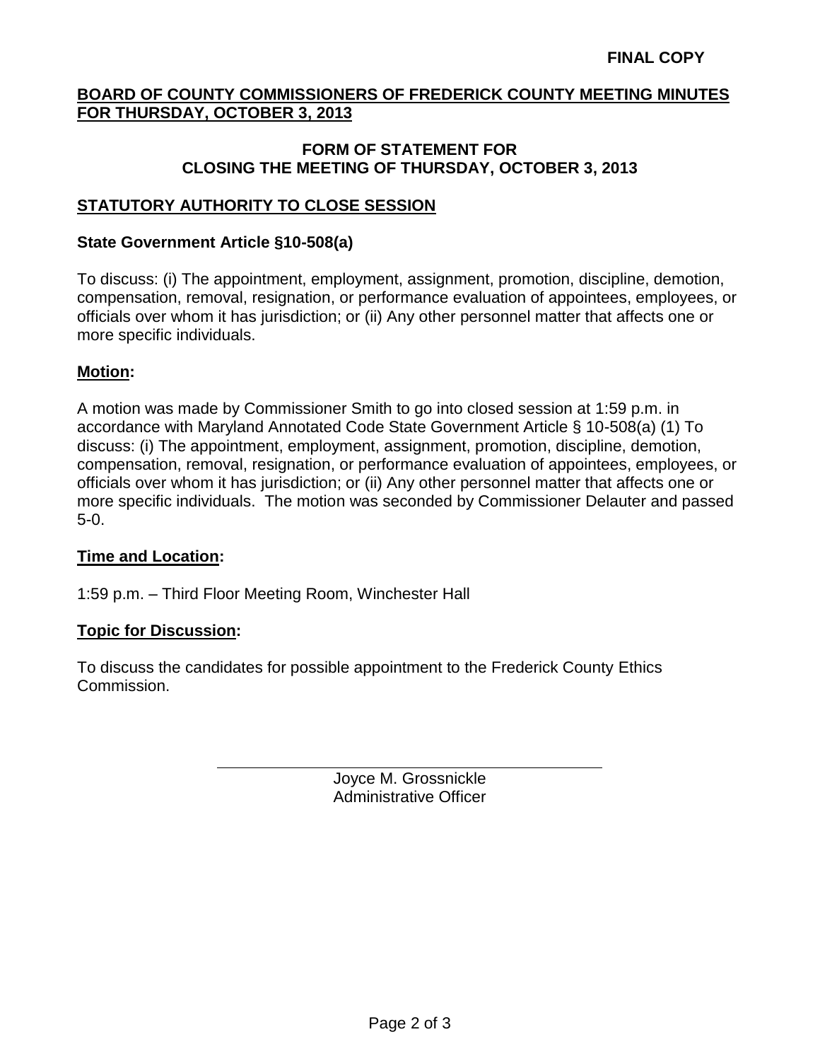**FINAL COPY**

**BOARD OF COUNTY COMMISSIONERS OF FREDERICK COUNTY MEETING MINUTES FOR THURSDAY, OCTOBER 3, 2013**

**FORM OF STATEMENT FOR CLOSING THE MEETING OF THURSDAY, OCTOBER 3, 2013**

## STATUTORY AUTHORITY TO CLOSE SESSION

**State Government Article §10-508(a)**

To discuss: (i) The appointment, employment, assignment, promotion, discipline, demotion, compensation, removal, resignation, or performance evaluation of appointees, employees, or officials over whom it has jurisdiction; or (ii) Any other personnel matter that affects one or more specific individuals.

**Motion:**

A motion was made by Commissioner Smith to go into closed session at 1:59 p.m. in accordance with Maryland Annotated Code State Government Article § 10-508(a) (1) To discuss: (i) The appointment, employment, assignment, promotion, discipline, demotion, compensation, removal, resignation, or performance evaluation of appointees, employees, or officials over whom it has jurisdiction; or (ii) Any other personnel matter that affects one or more specific individuals. The motion was seconded by Commissioner Delauter and passed 5-0.

**Time and Location:**

1:59 p.m. – Third Floor Meeting Room, Winchester Hall

**Topic for Discussion:**

To discuss the candidates for possible appointment to the Frederick County Ethics Commission.

Joyce M. Grossnickle
Administrative Officer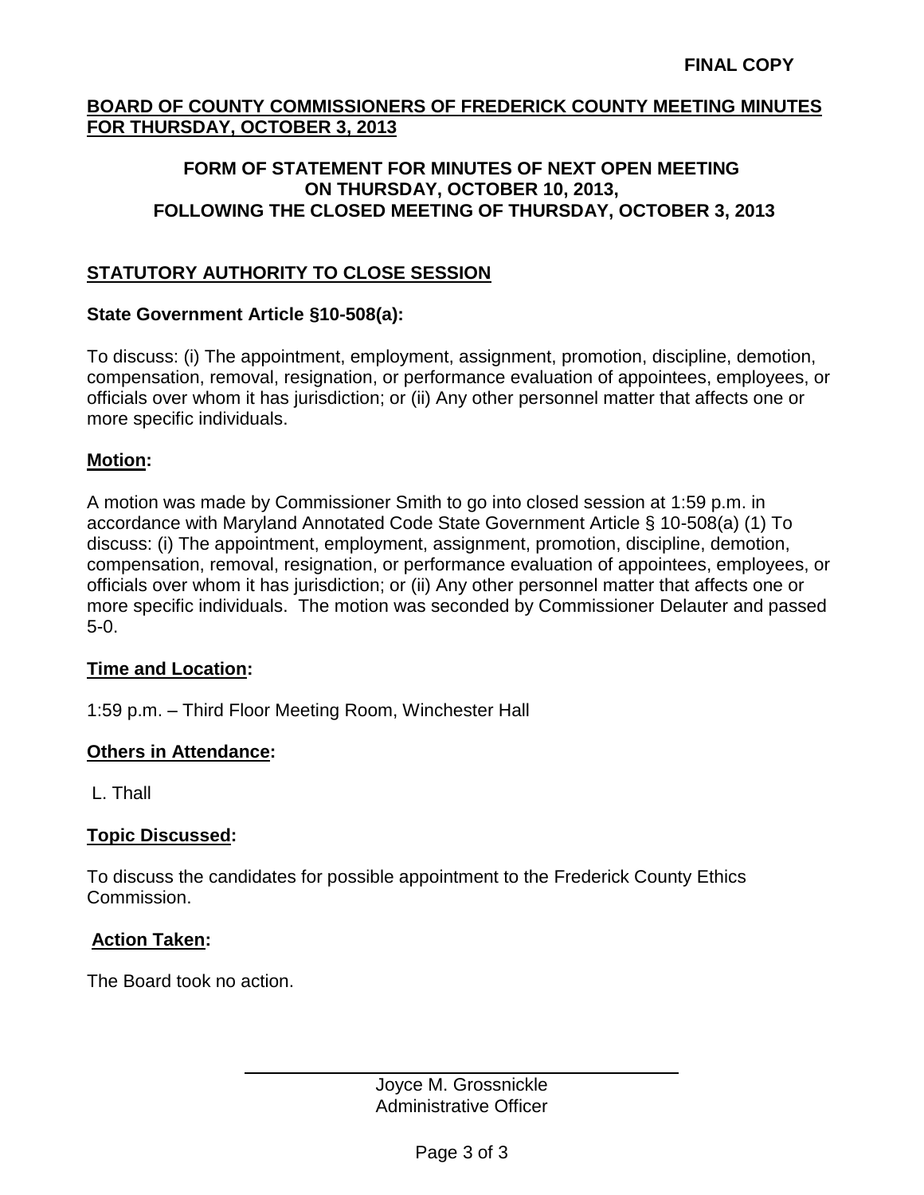**FINAL COPY**

## BOARD OF COUNTY COMMISSIONERS OF FREDERICK COUNTY MEETING MINUTES FOR THURSDAY, OCTOBER 3, 2013

### FORM OF STATEMENT FOR MINUTES OF NEXT OPEN MEETING ON THURSDAY, OCTOBER 10, 2013, FOLLOWING THE CLOSED MEETING OF THURSDAY, OCTOBER 3, 2013

## STATUTORY AUTHORITY TO CLOSE SESSION

**State Government Article §10-508(a):**

To discuss: (i) The appointment, employment, assignment, promotion, discipline, demotion, compensation, removal, resignation, or performance evaluation of appointees, employees, or officials over whom it has jurisdiction; or (ii) Any other personnel matter that affects one or more specific individuals.

**Motion:**

A motion was made by Commissioner Smith to go into closed session at 1:59 p.m. in accordance with Maryland Annotated Code State Government Article § 10-508(a) (1) To discuss: (i) The appointment, employment, assignment, promotion, discipline, demotion, compensation, removal, resignation, or performance evaluation of appointees, employees, or officials over whom it has jurisdiction; or (ii) Any other personnel matter that affects one or more specific individuals. The motion was seconded by Commissioner Delauter and passed 5-0.

**Time and Location:**

1:59 p.m. – Third Floor Meeting Room, Winchester Hall

**Others in Attendance:**

L. Thall

**Topic Discussed:**

To discuss the candidates for possible appointment to the Frederick County Ethics Commission.

**Action Taken:**

The Board took no action.

Joyce M. Grossnickle
Administrative Officer